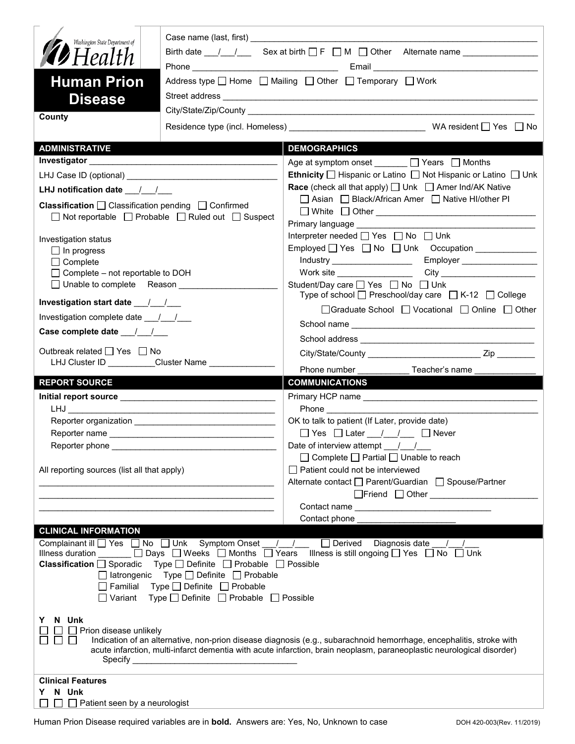Washington State Department of Health

# Human Prion Disease

**County**

Case name (last, first) ___________________________________________

Birth date ___/___/___ Sex at birth ☐ F ☐ M ☐ Other Alternate name ______________

Phone ____________________________ Email ____________________________

Address type ☐ Home ☐ Mailing ☐ Other ☐ Temporary ☐ Work

Street address ___________________________________________

City/State/Zip/County ___________________________________________

Residence type (incl. Homeless) ________________________ WA resident ☐ Yes ☐ No

## ADMINISTRATIVE

**Investigator** ___________________________________

LHJ Case ID (optional) ___________________________

**LHJ notification date** ___/___/___

**Classification** ☐ Classification pending ☐ Confirmed ☐ Not reportable ☐ Probable ☐ Ruled out ☐ Suspect

Investigation status
- ☐ In progress
- ☐ Complete
- ☐ Complete – not reportable to DOH
- ☐ Unable to complete Reason ___________________

**Investigation start date** ___/___/___

Investigation complete date ___/___/___

**Case complete date** ___/___/___

Outbreak related ☐ Yes ☐ No
LHJ Cluster ID __________Cluster Name ______________

## DEMOGRAPHICS

Age at symptom onset _______ ☐ Years ☐ Months

**Ethnicity** ☐ Hispanic or Latino ☐ Not Hispanic or Latino ☐ Unk

**Race** (check all that apply) ☐ Unk ☐ Amer Ind/AK Native ☐ Asian ☐ Black/African Amer ☐ Native HI/other PI ☐ White ☐ Other ______________________

Primary language ___________________________

Interpreter needed ☐ Yes ☐ No ☐ Unk

Employed ☐ Yes ☐ No ☐ Unk Occupation ____________
Industry _______________ Employer _______________
Work site _______________ City ___________________

Student/Day care ☐ Yes ☐ No ☐ Unk
Type of school ☐ Preschool/day care ☐ K-12 ☐ College ☐ Graduate School ☐ Vocational ☐ Online ☐ Other
School name ___________________________
School address ___________________________
City/State/County ____________________ Zip ________
Phone number ___________ Teacher's name ____________

## REPORT SOURCE

**Initial report source** ___________________________
LHJ ___________________________
Reporter organization ___________________________
Reporter name ___________________________
Reporter phone ___________________________

All reporting sources (list all that apply)
___________________________
___________________________
___________________________

## COMMUNICATIONS

Primary HCP name ___________________________
Phone ___________________________

OK to talk to patient (If Later, provide date)
☐ Yes ☐ Later ___/___/___ ☐ Never

Date of interview attempt ___/___/___
☐ Complete ☐ Partial ☐ Unable to reach

☐ Patient could not be interviewed

Alternate contact ☐ Parent/Guardian ☐ Spouse/Partner ☐ Friend ☐ Other ___________________
Contact name ___________________________
Contact phone ___________________

## CLINICAL INFORMATION

Complainant ill ☐ Yes ☐ No ☐ Unk Symptom Onset ___/___/___ ☐ Derived Diagnosis date ___/___/___

Illness duration _______ ☐ Days ☐ Weeks ☐ Months ☐ Years Illness is still ongoing ☐ Yes ☐ No ☐ Unk

**Classification** ☐ Sporadic Type ☐ Definite ☐ Probable ☐ Possible
☐ Iatrongenic Type ☐ Definite ☐ Probable
☐ Familial Type ☐ Definite ☐ Probable
☐ Variant Type ☐ Definite ☐ Probable ☐ Possible

**Y N Unk**
☐ ☐ ☐ Prion disease unlikely
☐ ☐ ☐ Indication of an alternative, non-prion disease diagnosis (e.g., subarachnoid hemorrhage, encephalitis, stroke with acute infarction, multi-infarct dementia with acute infarction, brain neoplasm, paraneoplastic neurological disorder)
Specify ___________________________

**Clinical Features**

**Y N Unk**
☐ ☐ ☐ Patient seen by a neurologist

Human Prion Disease required variables are in **bold**. Answers are: Yes, No, Unknown to case

DOH 420-003(Rev. 11/2019)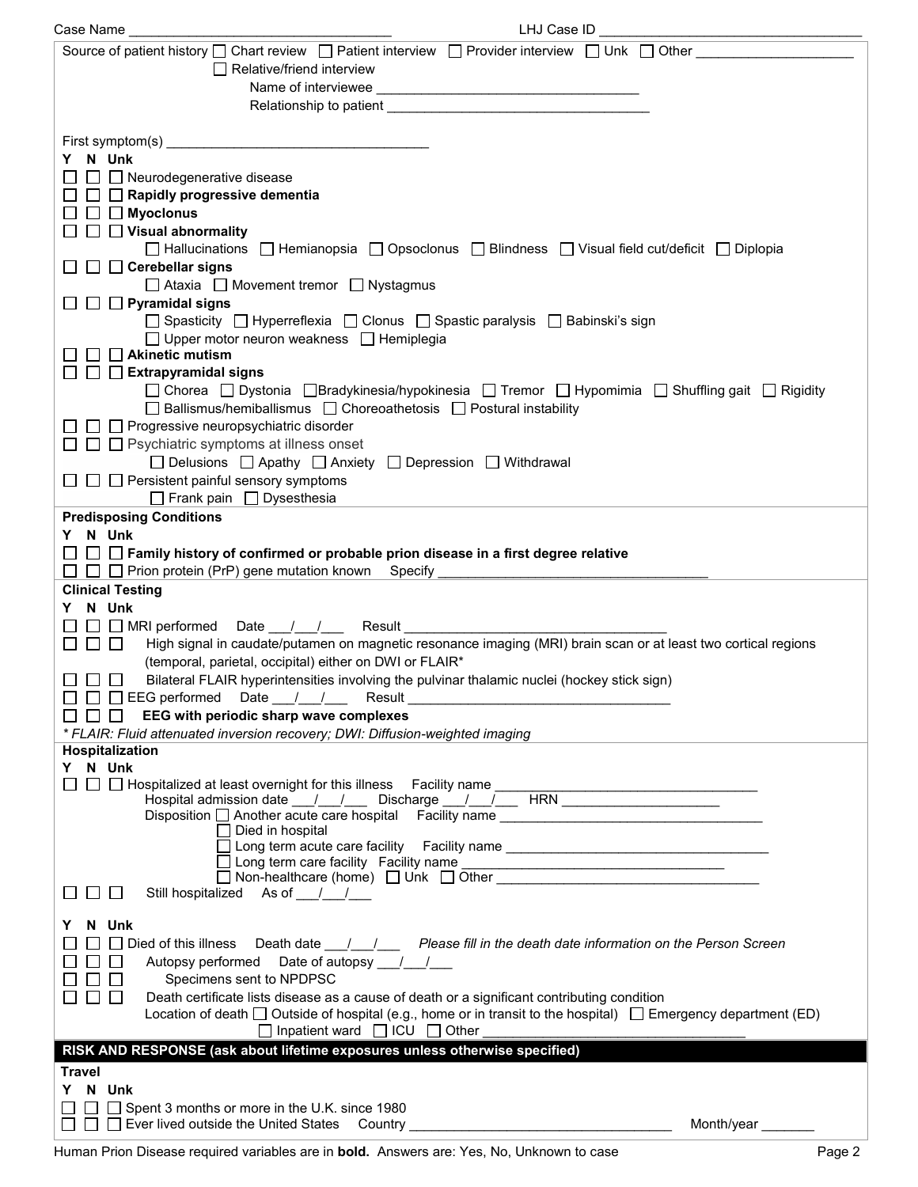Case Name ___________________________________ LHJ Case ID ___________________________________

Source of patient history ☐ Chart review ☐ Patient interview ☐ Provider interview ☐ Unk ☐ Other ____________________
☐ Relative/friend interview
Name of interviewee ___________________________________
Relationship to patient ___________________________________

First symptom(s) ___________________________________

Y N Unk

☐ ☐ ☐ Neurodegenerative disease
☐ ☐ ☐ **Rapidly progressive dementia**
☐ ☐ ☐ **Myoclonus**
☐ ☐ ☐ **Visual abnormality**
☐ Hallucinations ☐ Hemianopsia ☐ Opsoclonus ☐ Blindness ☐ Visual field cut/deficit ☐ Diplopia
☐ ☐ ☐ **Cerebellar signs**
☐ Ataxia ☐ Movement tremor ☐ Nystagmus
☐ ☐ ☐ **Pyramidal signs**
☐ Spasticity ☐ Hyperreflexia ☐ Clonus ☐ Spastic paralysis ☐ Babinski's sign
☐ Upper motor neuron weakness ☐ Hemiplegia
☐ ☐ ☐ **Akinetic mutism**
☐ ☐ ☐ **Extrapyramidal signs**
☐ Chorea ☐ Dystonia ☐ Bradykinesia/hypokinesia ☐ Tremor ☐ Hypomimia ☐ Shuffling gait ☐ Rigidity
☐ Ballismus/hemiballismus ☐ Choreoathetosis ☐ Postural instability
☐ ☐ ☐ Progressive neuropsychiatric disorder
☐ ☐ ☐ Psychiatric symptoms at illness onset
☐ Delusions ☐ Apathy ☐ Anxiety ☐ Depression ☐ Withdrawal
☐ ☐ ☐ Persistent painful sensory symptoms
☐ Frank pain ☐ Dysesthesia

**Predisposing Conditions**

Y N Unk

☐ ☐ ☐ **Family history of confirmed or probable prion disease in a first degree relative**
☐ ☐ ☐ Prion protein (PrP) gene mutation known Specify ___________________________________

**Clinical Testing**

Y N Unk

☐ ☐ ☐ MRI performed Date ___/___/___ Result ___________________________________
☐ ☐ ☐ High signal in caudate/putamen on magnetic resonance imaging (MRI) brain scan or at least two cortical regions (temporal, parietal, occipital) either on DWI or FLAIR*
☐ ☐ ☐ Bilateral FLAIR hyperintensities involving the pulvinar thalamic nuclei (hockey stick sign)
☐ ☐ ☐ EEG performed Date ___/___/___ Result ___________________________________
☐ ☐ ☐ **EEG with periodic sharp wave complexes**

*\* FLAIR: Fluid attenuated inversion recovery; DWI: Diffusion-weighted imaging*

**Hospitalization**

Y N Unk

☐ ☐ ☐ Hospitalized at least overnight for this illness Facility name ___________________________________
Hospital admission date ___/___/___ Discharge ___/___/___ HRN ____________________
Disposition ☐ Another acute care hospital Facility name ___________________________________
☐ Died in hospital
☐ Long term acute care facility Facility name ___________________________________
☐ Long term care facility Facility name ___________________________________
☐ Non-healthcare (home) ☐ Unk ☐ Other ___________________________________
☐ ☐ ☐ Still hospitalized As of ___/___/___

Y N Unk

☐ ☐ ☐ Died of this illness Death date ___/___/___ *Please fill in the death date information on the Person Screen*
☐ ☐ ☐ Autopsy performed Date of autopsy ___/___/___
☐ ☐ ☐ Specimens sent to NPDPSC
☐ ☐ ☐ Death certificate lists disease as a cause of death or a significant contributing condition
Location of death ☐ Outside of hospital (e.g., home or in transit to the hospital) ☐ Emergency department (ED)
☐ Inpatient ward ☐ ICU ☐ Other ___________________________________

## RISK AND RESPONSE (ask about lifetime exposures unless otherwise specified)

**Travel**

Y N Unk

☐ ☐ ☐ Spent 3 months or more in the U.K. since 1980
☐ ☐ ☐ Ever lived outside the United States Country ___________________________________ Month/year _______

Human Prion Disease required variables are in **bold**. Answers are: Yes, No, Unknown to case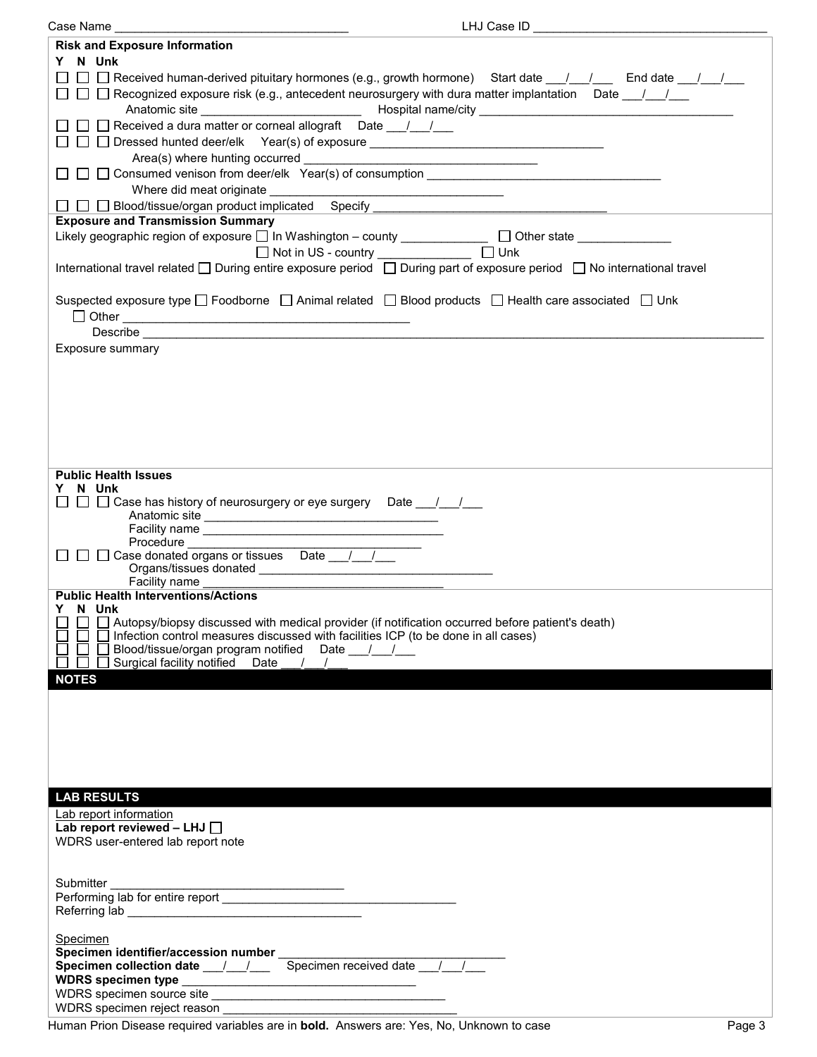Case Name ___________________________________ LHJ Case ID ___________________________________

**Risk and Exposure Information**

**Y N Unk**

☐ ☐ ☐ Received human-derived pituitary hormones (e.g., growth hormone) Start date ___/___/___ End date ___/___/___

☐ ☐ ☐ Recognized exposure risk (e.g., antecedent neurosurgery with dura matter implantation Date ___/___/___

Anatomic site ________________________ Hospital name/city ______________________________________

☐ ☐ ☐ Received a dura matter or corneal allograft Date ___/___/___

☐ ☐ ☐ Dressed hunted deer/elk Year(s) of exposure ___________________________________

Area(s) where hunting occurred ___________________________________

☐ ☐ ☐ Consumed venison from deer/elk Year(s) of consumption ___________________________________

Where did meat originate ___________________________________

☐ ☐ ☐ Blood/tissue/organ product implicated Specify ___________________________________

**Exposure and Transmission Summary**

Likely geographic region of exposure ☐ In Washington – county _____________ ☐ Other state ______________

☐ Not in US - country ______________ ☐ Unk

International travel related ☐ During entire exposure period ☐ During part of exposure period ☐ No international travel

Suspected exposure type ☐ Foodborne ☐ Animal related ☐ Blood products ☐ Health care associated ☐ Unk

☐ Other ___________________________________________

Describe ___________________________________________________________________________________________

Exposure summary

**Public Health Issues**

**Y N Unk**

☐ ☐ ☐ Case has history of neurosurgery or eye surgery Date ___/___/___

Anatomic site ___________________________________

Facility name ___________________________________

Procedure ___________________________________

☐ ☐ ☐ Case donated organs or tissues Date ___/___/___

Organs/tissues donated ___________________________________

Facility name ___________________________________

**Public Health Interventions/Actions**

**Y N Unk**

☐ ☐ ☐ Autopsy/biopsy discussed with medical provider (if notification occurred before patient's death)

☐ ☐ ☐ Infection control measures discussed with facilities ICP (to be done in all cases)

☐ ☐ ☐ Blood/tissue/organ program notified Date ___/___/___

☐ ☐ ☐ Surgical facility notified Date ___/___/___

## NOTES

## LAB RESULTS

Lab report information

**Lab report reviewed – LHJ** ☐

WDRS user-entered lab report note

Submitter ___________________________________

Performing lab for entire report ___________________________________

Referring lab ___________________________________

Specimen

**Specimen identifier/accession number** ___________________________________

**Specimen collection date** ___/___/___ Specimen received date ___/___/___

**WDRS specimen type** ___________________________________

WDRS specimen source site ___________________________________

WDRS specimen reject reason ___________________________________

Human Prion Disease required variables are in **bold**. Answers are: Yes, No, Unknown to case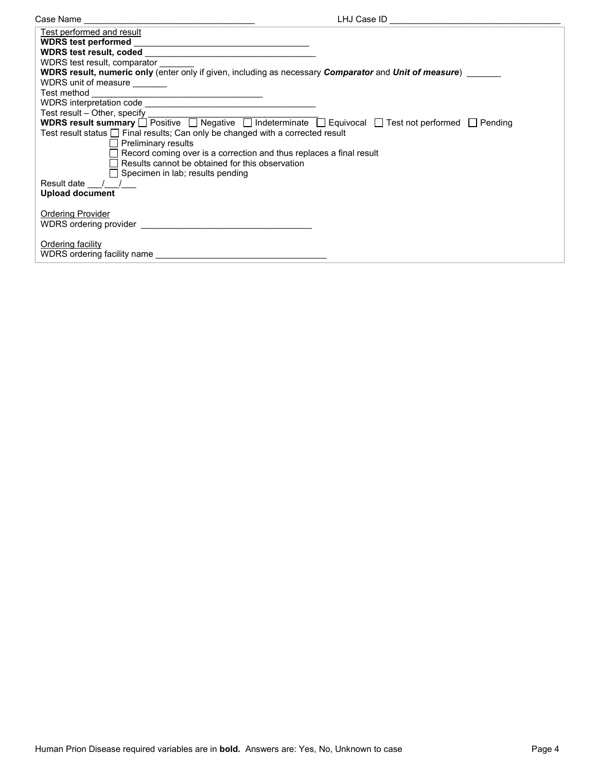Case Name ___________________________________ LHJ Case ID ___________________________________

Test performed and result

**WDRS test performed** ___________________________________

**WDRS test result, coded** ___________________________________

WDRS test result, comparator _______

**WDRS result, numeric only** (enter only if given, including as necessary ***Comparator*** and ***Unit of measure***) _______

WDRS unit of measure _______

Test method ___________________________________

WDRS interpretation code ___________________________________

Test result – Other, specify ___________________________________

**WDRS result summary** ☐ Positive ☐ Negative ☐ Indeterminate ☐ Equivocal ☐ Test not performed ☐ Pending

Test result status ☐ Final results; Can only be changed with a corrected result

☐ Preliminary results

☐ Record coming over is a correction and thus replaces a final result

☐ Results cannot be obtained for this observation

☐ Specimen in lab; results pending

Result date ___/___/___

**Upload document**

Ordering Provider

WDRS ordering provider ___________________________________

Ordering facility

WDRS ordering facility name ___________________________________

Human Prion Disease required variables are in **bold.** Answers are: Yes, No, Unknown to case